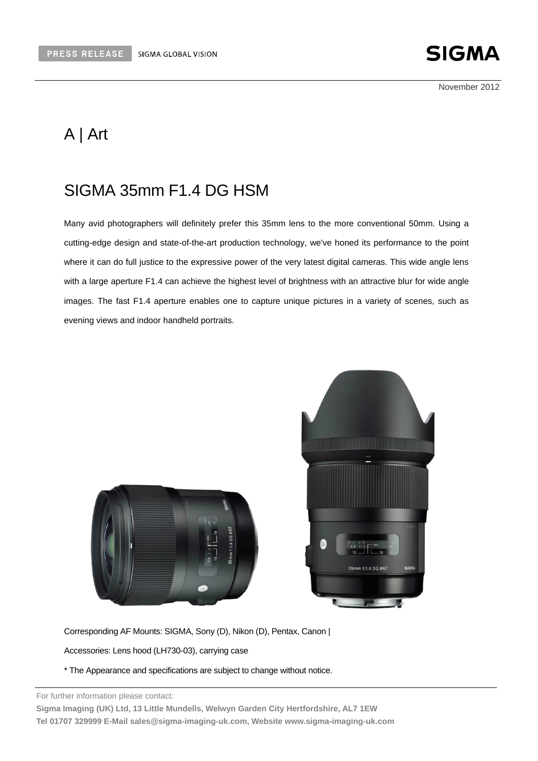PRESS RELEASE SIGMA GLOBAL VISION

SIGMA

November 2012

# A | Art

## SIGMA 35mm F1.4 DG HSM

Many avid photographers will definitely prefer this 35mm lens to the more conventional 50mm. Using a cutting-edge design and state-of-the-art production technology, we've honed its performance to the point where it can do full justice to the expressive power of the very latest digital cameras. This wide angle lens with a large aperture F1.4 can achieve the highest level of brightness with an attractive blur for wide angle images. The fast F1.4 aperture enables one to capture unique pictures in a variety of scenes, such as evening views and indoor handheld portraits.

Corresponding AF Mounts: SIGMA, Sony (D), Nikon (D), Pentax, Canon |

Accessories: Lens hood (LH730-03), carrying case

* The Appearance and specifications are subject to change without notice.

For further information please contact:

**Sigma Imaging (UK) Ltd, 13 Little Mundells, Welwyn Garden City Hertfordshire, AL7 1EW**

**Tel 01707 329999 E-Mail sales@sigma-imaging-uk.com, Website www.sigma-imaging-uk.com**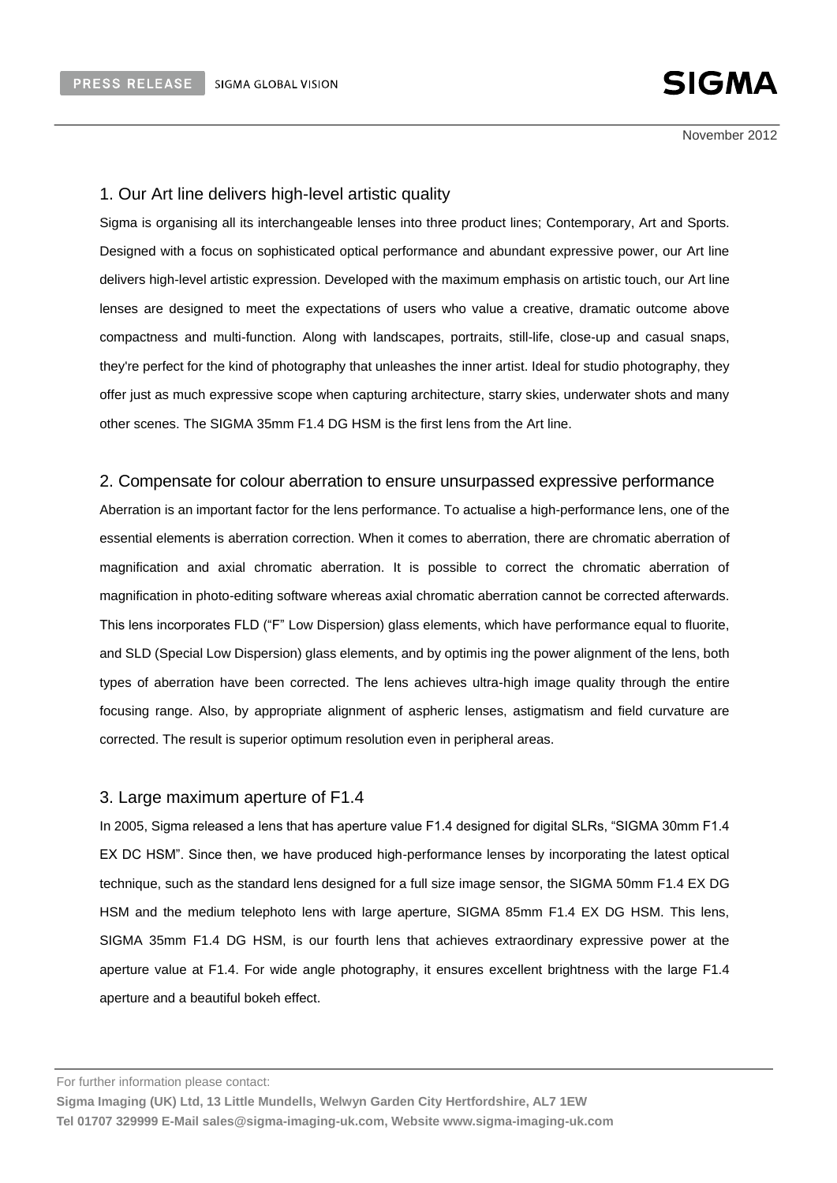## 1. Our Art line delivers high-level artistic quality

Sigma is organising all its interchangeable lenses into three product lines; Contemporary, Art and Sports. Designed with a focus on sophisticated optical performance and abundant expressive power, our Art line delivers high-level artistic expression. Developed with the maximum emphasis on artistic touch, our Art line lenses are designed to meet the expectations of users who value a creative, dramatic outcome above compactness and multi-function. Along with landscapes, portraits, still-life, close-up and casual snaps, they're perfect for the kind of photography that unleashes the inner artist. Ideal for studio photography, they offer just as much expressive scope when capturing architecture, starry skies, underwater shots and many other scenes. The SIGMA 35mm F1.4 DG HSM is the first lens from the Art line.

## 2. Compensate for colour aberration to ensure unsurpassed expressive performance

Aberration is an important factor for the lens performance. To actualise a high-performance lens, one of the essential elements is aberration correction. When it comes to aberration, there are chromatic aberration of magnification and axial chromatic aberration. It is possible to correct the chromatic aberration of magnification in photo-editing software whereas axial chromatic aberration cannot be corrected afterwards. This lens incorporates FLD ("F" Low Dispersion) glass elements, which have performance equal to fluorite, and SLD (Special Low Dispersion) glass elements, and by optimis ing the power alignment of the lens, both types of aberration have been corrected. The lens achieves ultra-high image quality through the entire focusing range. Also, by appropriate alignment of aspheric lenses, astigmatism and field curvature are corrected. The result is superior optimum resolution even in peripheral areas.

## 3. Large maximum aperture of F1.4

In 2005, Sigma released a lens that has aperture value F1.4 designed for digital SLRs, "SIGMA 30mm F1.4 EX DC HSM". Since then, we have produced high-performance lenses by incorporating the latest optical technique, such as the standard lens designed for a full size image sensor, the SIGMA 50mm F1.4 EX DG HSM and the medium telephoto lens with large aperture, SIGMA 85mm F1.4 EX DG HSM. This lens, SIGMA 35mm F1.4 DG HSM, is our fourth lens that achieves extraordinary expressive power at the aperture value at F1.4. For wide angle photography, it ensures excellent brightness with the large F1.4 aperture and a beautiful bokeh effect.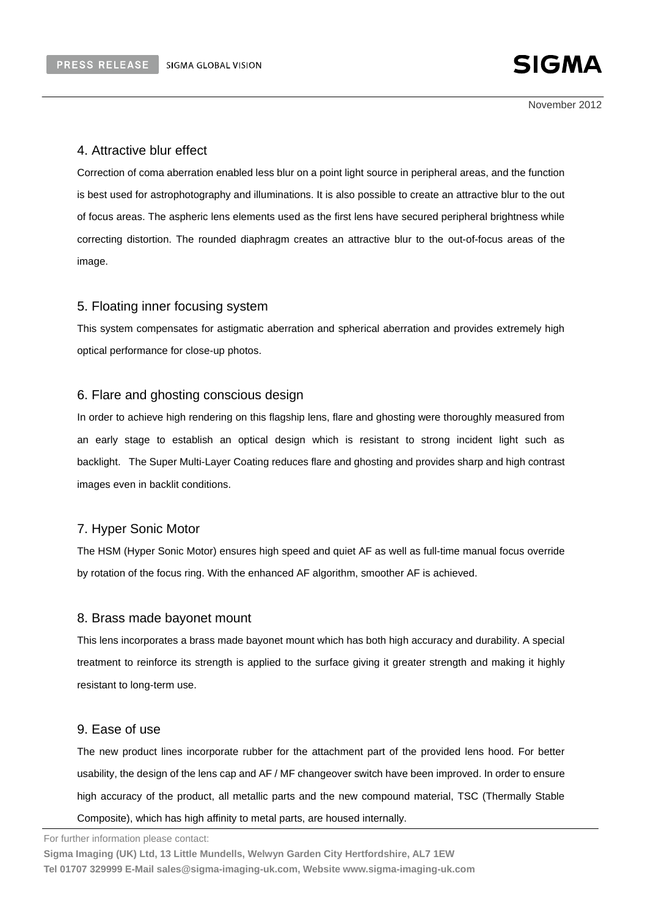## 4. Attractive blur effect

Correction of coma aberration enabled less blur on a point light source in peripheral areas, and the function is best used for astrophotography and illuminations. It is also possible to create an attractive blur to the out of focus areas. The aspheric lens elements used as the first lens have secured peripheral brightness while correcting distortion. The rounded diaphragm creates an attractive blur to the out-of-focus areas of the image.

## 5. Floating inner focusing system

This system compensates for astigmatic aberration and spherical aberration and provides extremely high optical performance for close-up photos.

## 6. Flare and ghosting conscious design

In order to achieve high rendering on this flagship lens, flare and ghosting were thoroughly measured from an early stage to establish an optical design which is resistant to strong incident light such as backlight. The Super Multi-Layer Coating reduces flare and ghosting and provides sharp and high contrast images even in backlit conditions.

## 7. Hyper Sonic Motor

The HSM (Hyper Sonic Motor) ensures high speed and quiet AF as well as full-time manual focus override by rotation of the focus ring. With the enhanced AF algorithm, smoother AF is achieved.

## 8. Brass made bayonet mount

This lens incorporates a brass made bayonet mount which has both high accuracy and durability. A special treatment to reinforce its strength is applied to the surface giving it greater strength and making it highly resistant to long-term use.

## 9. Ease of use

The new product lines incorporate rubber for the attachment part of the provided lens hood. For better usability, the design of the lens cap and AF / MF changeover switch have been improved. In order to ensure high accuracy of the product, all metallic parts and the new compound material, TSC (Thermally Stable Composite), which has high affinity to metal parts, are housed internally.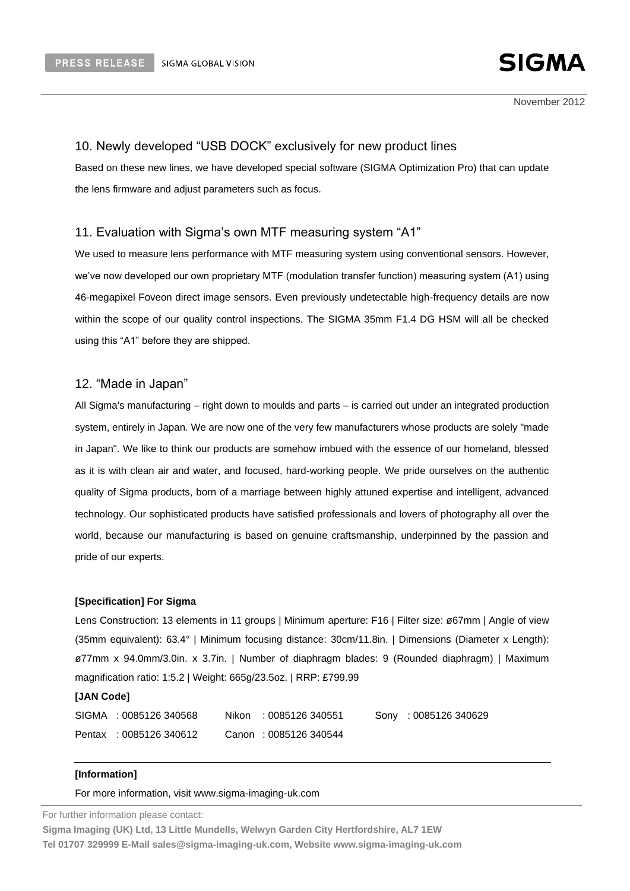## 10. Newly developed “USB DOCK” exclusively for new product lines

Based on these new lines, we have developed special software (SIGMA Optimization Pro) that can update the lens firmware and adjust parameters such as focus.

## 11. Evaluation with Sigma’s own MTF measuring system “A1”

We used to measure lens performance with MTF measuring system using conventional sensors. However, we’ve now developed our own proprietary MTF (modulation transfer function) measuring system (A1) using 46-megapixel Foveon direct image sensors. Even previously undetectable high-frequency details are now within the scope of our quality control inspections. The SIGMA 35mm F1.4 DG HSM will all be checked using this “A1” before they are shipped.

## 12. “Made in Japan”

All Sigma's manufacturing – right down to moulds and parts – is carried out under an integrated production system, entirely in Japan. We are now one of the very few manufacturers whose products are solely "made in Japan". We like to think our products are somehow imbued with the essence of our homeland, blessed as it is with clean air and water, and focused, hard-working people. We pride ourselves on the authentic quality of Sigma products, born of a marriage between highly attuned expertise and intelligent, advanced technology. Our sophisticated products have satisfied professionals and lovers of photography all over the world, because our manufacturing is based on genuine craftsmanship, underpinned by the passion and pride of our experts.

**[Specification] For Sigma**

Lens Construction: 13 elements in 11 groups | Minimum aperture: F16 | Filter size: ø67mm | Angle of view (35mm equivalent): 63.4° | Minimum focusing distance: 30cm/11.8in. | Dimensions (Diameter x Length): ø77mm x 94.0mm/3.0in. x 3.7in. | Number of diaphragm blades: 9 (Rounded diaphragm) | Maximum magnification ratio: 1:5.2 | Weight: 665g/23.5oz. | RRP: £799.99

**[JAN Code]**

| | | |
|---|---|---|
| SIGMA : 0085126 340568 | Nikon : 0085126 340551 | Sony : 0085126 340629 |
| Pentax : 0085126 340612 | Canon : 0085126 340544 | |

**[Information]**

For more information, visit www.sigma-imaging-uk.com

For further information please contact:

**Sigma Imaging (UK) Ltd, 13 Little Mundells, Welwyn Garden City Hertfordshire, AL7 1EW**

**Tel 01707 329999 E-Mail sales@sigma-imaging-uk.com, Website www.sigma-imaging-uk.com**